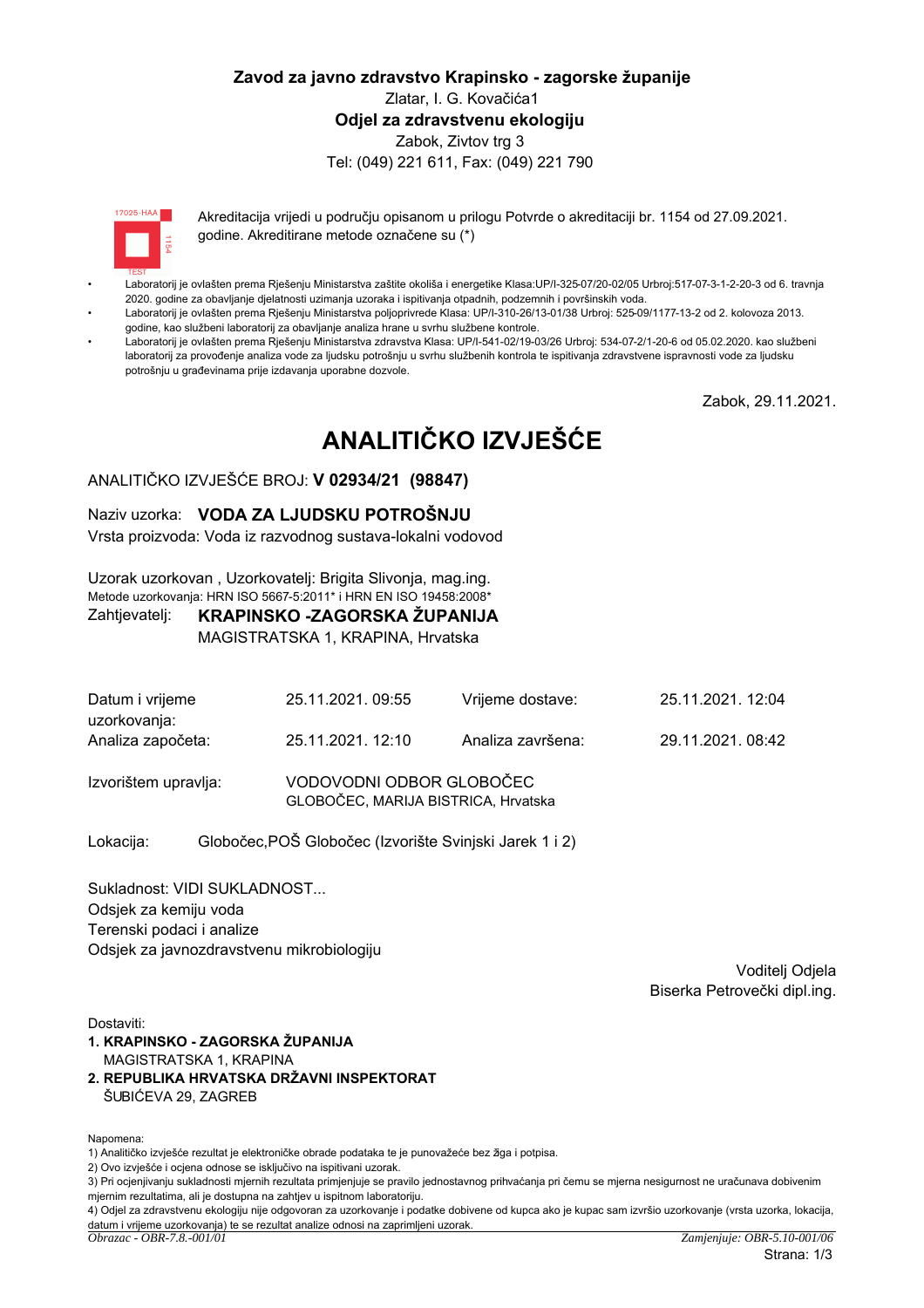**Zavod za javno zdravstvo Krapinsko - zagorske županije**

Zlatar, I. G. Kovačića1

**Odjel za zdravstvenu ekologiju**

Zabok, Zivtov trg 3

Tel: (049) 221 611, Fax: (049) 221 790

17025-HAA 1154 TEST

Akreditacija vrijedi u području opisanom u prilogu Potvrde o akreditaciji br. 1154 od 27.09.2021. godine. Akreditirane metode označene su (*)

- Laboratorij je ovlašten prema Rješenju Ministarstva zaštite okoliša i energetike Klasa:UP/I-325-07/20-02/05 Urbroj:517-07-3-1-2-20-3 od 6. travnja 2020. godine za obavljanje djelatnosti uzimanja uzoraka i ispitivanja otpadnih, podzemnih i površinskih voda.
- Laboratorij je ovlašten prema Rješenju Ministarstva poljoprivrede Klasa: UP/I-310-26/13-01/38 Urbroj: 525-09/1177-13-2 od 2. kolovoza 2013. godine, kao službeni laboratorij za obavljanje analiza hrane u svrhu službene kontrole.
- Laboratorij je ovlašten prema Rješenju Ministarstva zdravstva Klasa: UP/I-541-02/19-03/26 Urbroj: 534-07-2/1-20-6 od 05.02.2020. kao službeni laboratorij za provođenje analiza vode za ljudsku potrošnju u svrhu službenih kontrola te ispitivanja zdravstvene ispravnosti vode za ljudsku potrošnju u građevinama prije izdavanja uporabne dozvole.

Zabok, 29.11.2021.

# ANALITIČKO IZVJEŠĆE

ANALITIČKO IZVJEŠĆE BROJ: **V 02934/21 (98847)**

Naziv uzorka: **VODA ZA LJUDSKU POTROŠNJU**

Vrsta proizvoda: Voda iz razvodnog sustava-lokalni vodovod

Uzorak uzorkovan , Uzorkovatelj: Brigita Slivonja, mag.ing.

Metode uzorkovanja: HRN ISO 5667-5:2011* i HRN EN ISO 19458:2008*

Zahtjevatelj: **KRAPINSKO -ZAGORSKA ŽUPANIJA**

MAGISTRATSKA 1, KRAPINA, Hrvatska

| | | | |
|---|---|---|---|
| Datum i vrijeme uzorkovanja: | 25.11.2021. 09:55 | Vrijeme dostave: | 25.11.2021. 12:04 |
| Analiza započeta: | 25.11.2021. 12:10 | Analiza završena: | 29.11.2021. 08:42 |

Izvorištem upravlja: VODOVODNI ODBOR GLOBOČEC
GLOBOČEC, MARIJA BISTRICA, Hrvatska

Lokacija: Globočec,POŠ Globočec (Izvorište Svinjski Jarek 1 i 2)

Sukladnost: VIDI SUKLADNOST...

Odsjek za kemiju voda

Terenski podaci i analize

Odsjek za javnozdravstvenu mikrobiologiju

Voditelj Odjela

Biserka Petrovečki dipl.ing.

Dostaviti:

1. **KRAPINSKO - ZAGORSKA ŽUPANIJA**
   MAGISTRATSKA 1, KRAPINA
2. **REPUBLIKA HRVATSKA DRŽAVNI INSPEKTORAT**
   ŠUBIĆEVA 29, ZAGREB

Napomena:

1) Analitičko izvješće rezultat je elektroničke obrade podataka te je punovažeće bez žiga i potpisa.
2) Ovo izvješće i ocjena odnose se isključivo na ispitivani uzorak.
3) Pri ocjenjivanju sukladnosti mjernih rezultata primjenjuje se pravilo jednostavnog prihvaćanja pri čemu se mjerna nesigurnost ne uračunava dobivenim mjernim rezultatima, ali je dostupna na zahtjev u ispitnom laboratoriju.
4) Odjel za zdravstvenu ekologiju nije odgovoran za uzorkovanje i podatke dobivene od kupca ako je kupac sam izvršio uzorkovanje (vrsta uzorka, lokacija, datum i vrijeme uzorkovanja) te se rezultat analize odnosi na zaprimljeni uzorak.

*Obrazac - OBR-7.8.-001/01* *Zamjenjuje: OBR-5.10-001/06*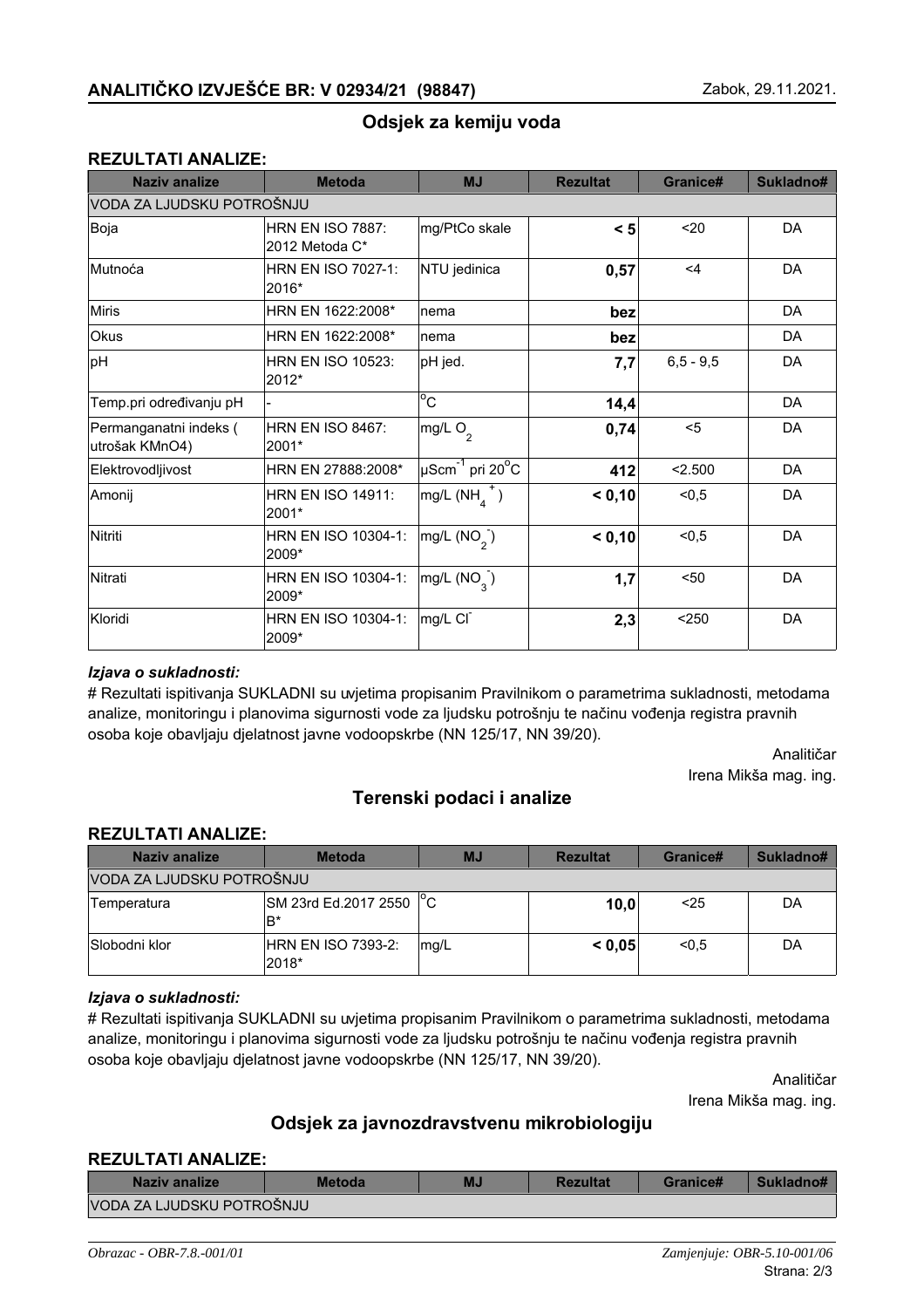**ANALITIČKO IZVJEŠĆE BR: V 02934/21 (98847)** Zabok, 29.11.2021.

## Odsjek za kemiju voda

### REZULTATI ANALIZE:

| Naziv analize | Metoda | MJ | Rezultat | Granice# | Sukladno# |
|---|---|---|---|---|---|
| VODA ZA LJUDSKU POTROŠNJU | | | | | |
| Boja | HRN EN ISO 7887: 2012 Metoda C* | mg/PtCo skale | **< 5** | <20 | DA |
| Mutnoća | HRN EN ISO 7027-1: 2016* | NTU jedinica | **0,57** | <4 | DA |
| Miris | HRN EN 1622:2008* | nema | **bez** | | DA |
| Okus | HRN EN 1622:2008* | nema | **bez** | | DA |
| pH | HRN EN ISO 10523: 2012* | pH jed. | **7,7** | 6,5 - 9,5 | DA |
| Temp.pri određivanju pH | - | °C | **14,4** | | DA |
| Permanganatni indeks ( utrošak KMnO4) | HRN EN ISO 8467: 2001* | mg/L $O_2$ | **0,74** | <5 | DA |
| Elektrovodljivost | HRN EN 27888:2008* | $\mu Scm^{-1}$ pri 20°C | **412** | <2.500 | DA |
| Amonij | HRN EN ISO 14911: 2001* | mg/L ($NH_4^+$) | **< 0,10** | <0,5 | DA |
| Nitriti | HRN EN ISO 10304-1: 2009* | mg/L ($NO_2^-$) | **< 0,10** | <0,5 | DA |
| Nitrati | HRN EN ISO 10304-1: 2009* | mg/L ($NO_3^-$) | **1,7** | <50 | DA |
| Kloridi | HRN EN ISO 10304-1: 2009* | mg/L $Cl^-$ | **2,3** | <250 | DA |

***Izjava o sukladnosti:***

# Rezultati ispitivanja SUKLADNI su uvjetima propisanim Pravilnikom o parametrima sukladnosti, metodama analize, monitoringu i planovima sigurnosti vode za ljudsku potrošnju te načinu vođenja registra pravnih osoba koje obavljaju djelatnost javne vodoopskrbe (NN 125/17, NN 39/20).

Analitičar
Irena Mikša mag. ing.

## Terenski podaci i analize

### REZULTATI ANALIZE:

| Naziv analize | Metoda | MJ | Rezultat | Granice# | Sukladno# |
|---|---|---|---|---|---|
| VODA ZA LJUDSKU POTROŠNJU | | | | | |
| Temperatura | SM 23rd Ed.2017 2550 B* | °C | **10,0** | <25 | DA |
| Slobodni klor | HRN EN ISO 7393-2: 2018* | mg/L | **< 0,05** | <0,5 | DA |

***Izjava o sukladnosti:***

# Rezultati ispitivanja SUKLADNI su uvjetima propisanim Pravilnikom o parametrima sukladnosti, metodama analize, monitoringu i planovima sigurnosti vode za ljudsku potrošnju te načinu vođenja registra pravnih osoba koje obavljaju djelatnost javne vodoopskrbe (NN 125/17, NN 39/20).

Analitičar
Irena Mikša mag. ing.

## Odsjek za javnozdravstvenu mikrobiologiju

### REZULTATI ANALIZE:

| Naziv analize | Metoda | MJ | Rezultat | Granice# | Sukladno# |
|---|---|---|---|---|---|
| VODA ZA LJUDSKU POTROŠNJU | | | | | |

*Obrazac - OBR-7.8.-001/01* *Zamjenjuje: OBR-5.10-001/06*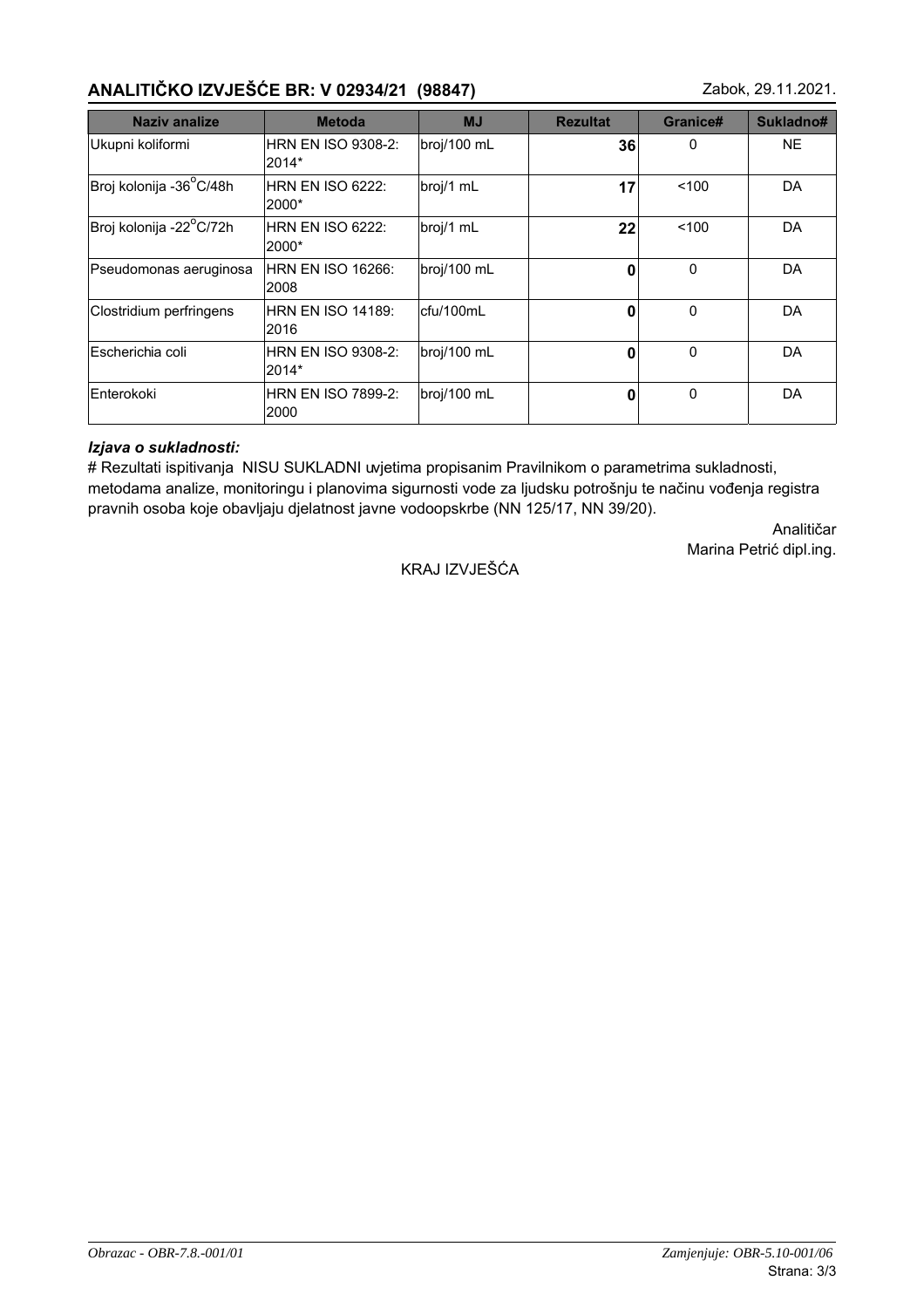## ANALITIČKO IZVJEŠĆE BR: V 02934/21 (98847)

Zabok, 29.11.2021.

| Naziv analize | Metoda | MJ | Rezultat | Granice# | Sukladno# |
|---|---|---|---|---|---|
| Ukupni koliformi | HRN EN ISO 9308-2: 2014* | broj/100 mL | **36** | 0 | NE |
| Broj kolonija -36°C/48h | HRN EN ISO 6222: 2000* | broj/1 mL | **17** | <100 | DA |
| Broj kolonija -22°C/72h | HRN EN ISO 6222: 2000* | broj/1 mL | **22** | <100 | DA |
| Pseudomonas aeruginosa | HRN EN ISO 16266: 2008 | broj/100 mL | **0** | 0 | DA |
| Clostridium perfringens | HRN EN ISO 14189: 2016 | cfu/100mL | **0** | 0 | DA |
| Escherichia coli | HRN EN ISO 9308-2: 2014* | broj/100 mL | **0** | 0 | DA |
| Enterokoki | HRN EN ISO 7899-2: 2000 | broj/100 mL | **0** | 0 | DA |

***Izjava o sukladnosti:***

# Rezultati ispitivanja NISU SUKLADNI uvjetima propisanim Pravilnikom o parametrima sukladnosti, metodama analize, monitoringu i planovima sigurnosti vode za ljudsku potrošnju te načinu vođenja registra pravnih osoba koje obavljaju djelatnost javne vodoopskrbe (NN 125/17, NN 39/20).

Analitičar
Marina Petrić dipl.ing.

KRAJ IZVJEŠĆA

*Obrazac - OBR-7.8.-001/01*

*Zamjenjuje: OBR-5.10-001/06*